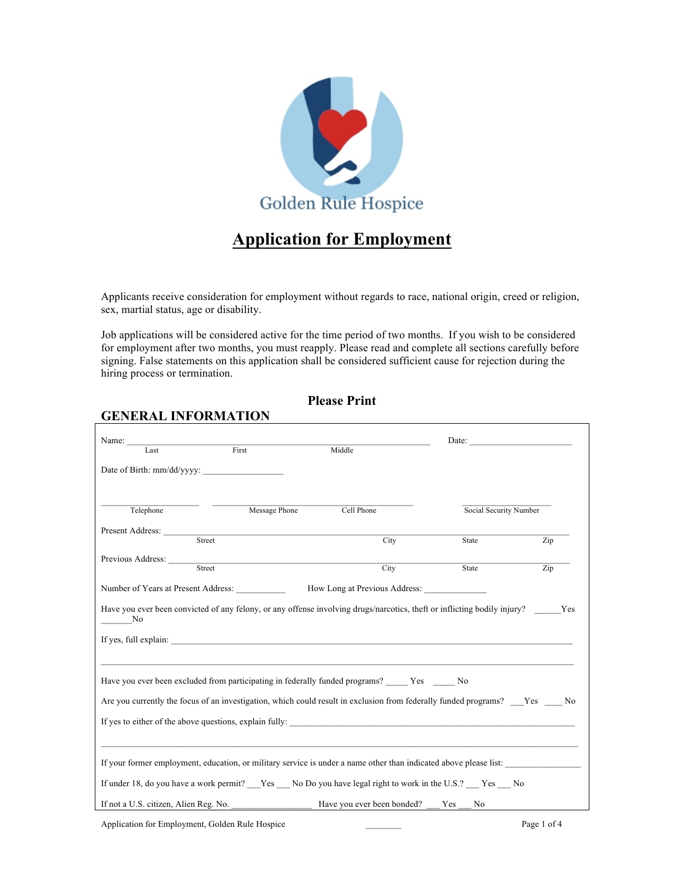Golden Rule Hospice

# Application for Employment

Applicants receive consideration for employment without regards to race, national origin, creed or religion, sex, martial status, age or disability.

Job applications will be considered active for the time period of two months. If you wish to be considered for employment after two months, you must reapply. Please read and complete all sections carefully before signing. False statements on this application shall be considered sufficient cause for rejection during the hiring process or termination.

**Please Print**

## GENERAL INFORMATION

Name: ______________________________________________________ Date: ____________________
Last First Middle

Date of Birth: mm/dd/yyyy: ________________

___________________ _______________________________________ __________________
Telephone Message Phone Cell Phone Social Security Number

Present Address: ________________________________________________________________________
Street City State Zip

Previous Address: _______________________________________________________________________
Street City State Zip

Number of Years at Present Address: __________ How Long at Previous Address: ____________

Have you ever been convicted of any felony, or any offense involving drugs/narcotics, theft or inflicting bodily injury? _____Yes ______No

If yes, full explain: _______________________________________________________________________

_______________________________________________________________________________________

Have you ever been excluded from participating in federally funded programs? _____ Yes _____ No

Are you currently the focus of an investigation, which could result in exclusion from federally funded programs? ___Yes ____ No

If yes to either of the above questions, explain fully: _______________________________________________

_______________________________________________________________________________________

If your former employment, education, or military service is under a name other than indicated above please list: ________________

If under 18, do you have a work permit? ___Yes ___ No Do you have legal right to work in the U.S.? ___ Yes ___ No

If not a U.S. citizen, Alien Reg. No. _________________ Have you ever been bonded? ___ Yes ___ No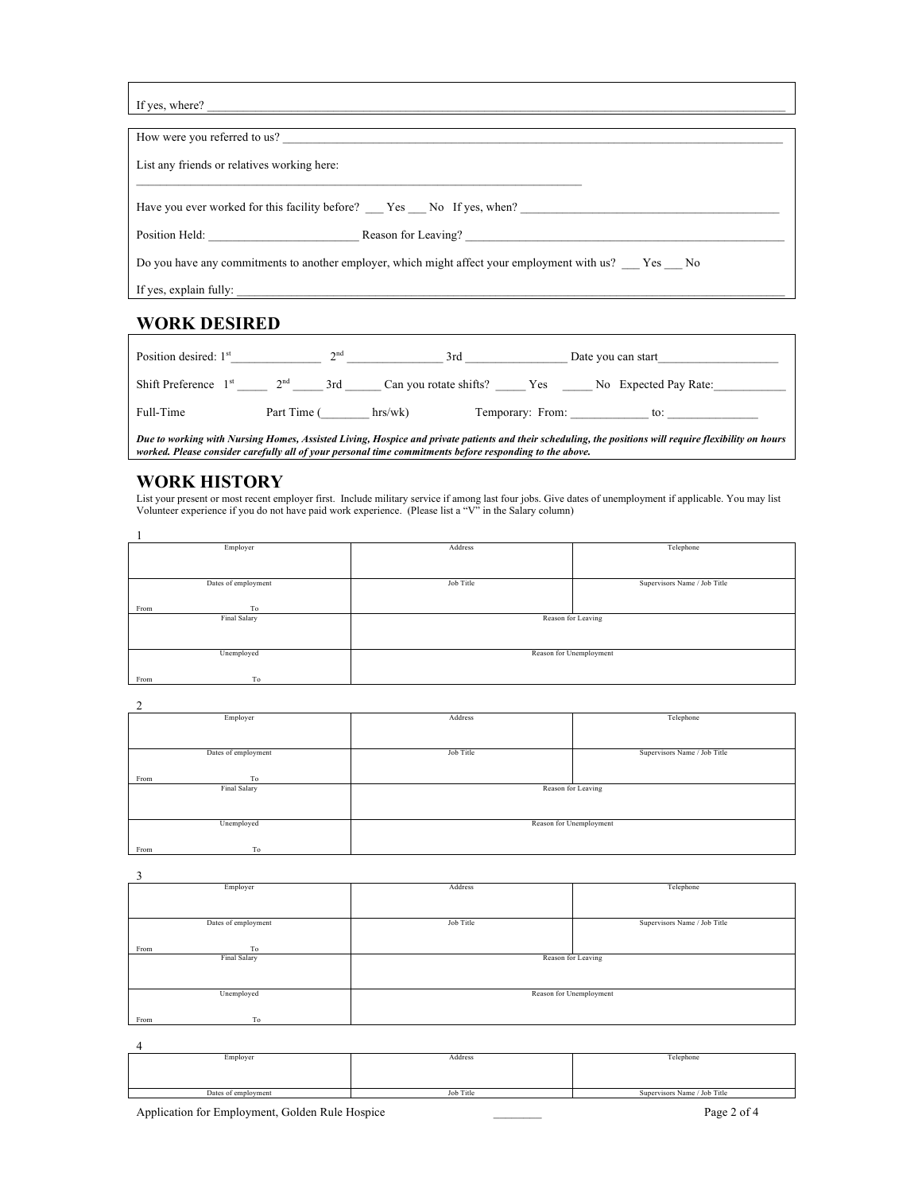If yes, where? ______________________________________________________________________________________________

How were you referred to us? ______________________________________________________________________________

List any friends or relatives working here:

___________________________________________________________________________

Have you ever worked for this facility before? ___ Yes ___ No If yes, when? ___________________________________________

Position Held: ________________________ Reason for Leaving? ____________________________________________________

Do you have any commitments to another employer, which might affect your employment with us? ___ Yes ___ No

If yes, explain fully: _________________________________________________________________________________________

## WORK DESIRED

Position desired: 1st______________ 2nd _______________ 3rd ________________ Date you can start___________________

Shift Preference 1st _____ 2nd _____ 3rd ______ Can you rotate shifts? _____ Yes _____ No Expected Pay Rate:___________

Full-Time Part Time (________ hrs/wk) Temporary: From: ____________ to: ______________

***Due to working with Nursing Homes, Assisted Living, Hospice and private patients and their scheduling, the positions will require flexibility on hours worked. Please consider carefully all of your personal time commitments before responding to the above.***

## WORK HISTORY

List your present or most recent employer first. Include military service if among last four jobs. Give dates of unemployment if applicable. You may list Volunteer experience if you do not have paid work experience. (Please list a "V" in the Salary column)

1

| Employer | Address | Telephone |
|---|---|---|
| Dates of employment<br>From To | Job Title | Supervisors Name / Job Title |
| Final Salary | Reason for Leaving | |
| Unemployed<br>From To | Reason for Unemployment | |

2

| Employer | Address | Telephone |
|---|---|---|
| Dates of employment<br>From To | Job Title | Supervisors Name / Job Title |
| Final Salary | Reason for Leaving | |
| Unemployed<br>From To | Reason for Unemployment | |

3

| Employer | Address | Telephone |
|---|---|---|
| Dates of employment<br>From To | Job Title | Supervisors Name / Job Title |
| Final Salary | Reason for Leaving | |
| Unemployed<br>From To | Reason for Unemployment | |

4

| Employer | Address | Telephone |
|---|---|---|
| Dates of employment | Job Title | Supervisors Name / Job Title |

Application for Employment, Golden Rule Hospice ________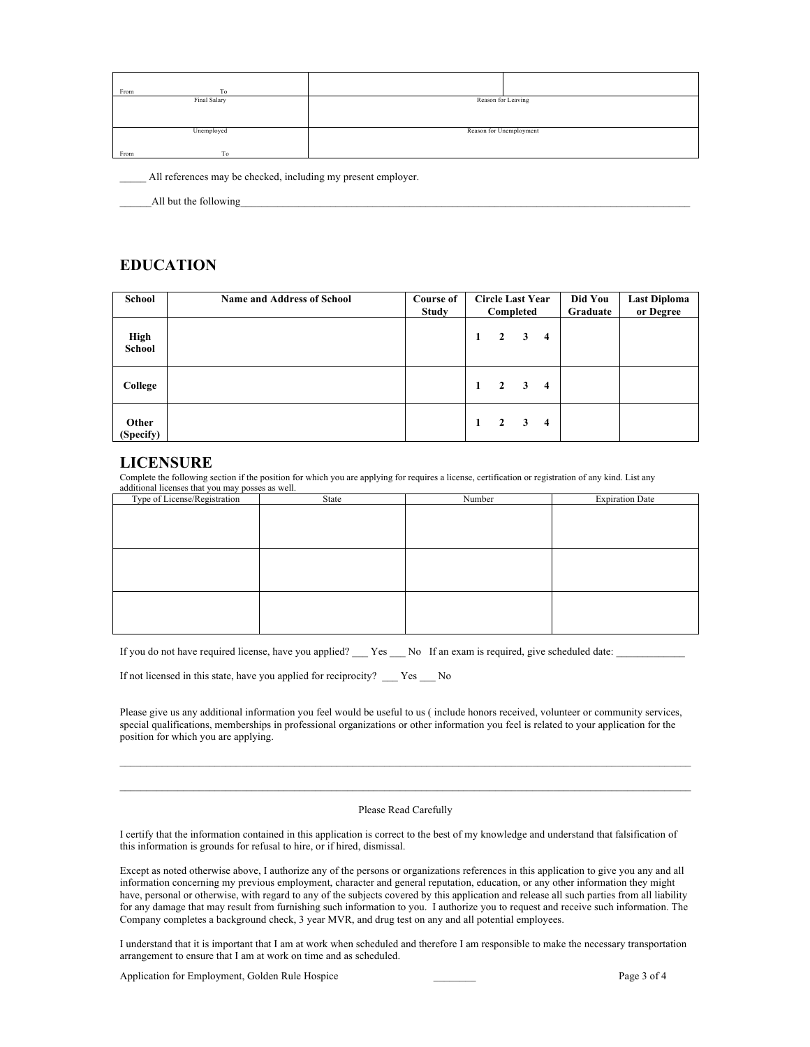| From To | | |
|---|---|---|
| Final Salary | Reason for Leaving | |
| Unemployed From To | Reason for Unemployment | |

_____ All references may be checked, including my present employer.

______All but the following_______________________________________________________________________________________

## EDUCATION

| School | Name and Address of School | Course of Study | Circle Last Year Completed | Did You Graduate | Last Diploma or Degree |
|---|---|---|---|---|---|
| **High School** | | | **1 2 3 4** | | |
| **College** | | | **1 2 3 4** | | |
| **Other (Specify)** | | | **1 2 3 4** | | |

## LICENSURE

Complete the following section if the position for which you are applying for requires a license, certification or registration of any kind. List any additional licenses that you may posses as well.

| Type of License/Registration | State | Number | Expiration Date |
|---|---|---|---|
| | | | |
| | | | |
| | | | |

If you do not have required license, have you applied? ___ Yes ___ No If an exam is required, give scheduled date: _____________

If not licensed in this state, have you applied for reciprocity? ___ Yes ___ No

Please give us any additional information you feel would be useful to us ( include honors received, volunteer or community services, special qualifications, memberships in professional organizations or other information you feel is related to your application for the position for which you are applying.

___________________________________________________________________________________________________________

___________________________________________________________________________________________________________

Please Read Carefully

I certify that the information contained in this application is correct to the best of my knowledge and understand that falsification of this information is grounds for refusal to hire, or if hired, dismissal.

Except as noted otherwise above, I authorize any of the persons or organizations references in this application to give you any and all information concerning my previous employment, character and general reputation, education, or any other information they might have, personal or otherwise, with regard to any of the subjects covered by this application and release all such parties from all liability for any damage that may result from furnishing such information to you. I authorize you to request and receive such information. The Company completes a background check, 3 year MVR, and drug test on any and all potential employees.

I understand that it is important that I am at work when scheduled and therefore I am responsible to make the necessary transportation arrangement to ensure that I am at work on time and as scheduled.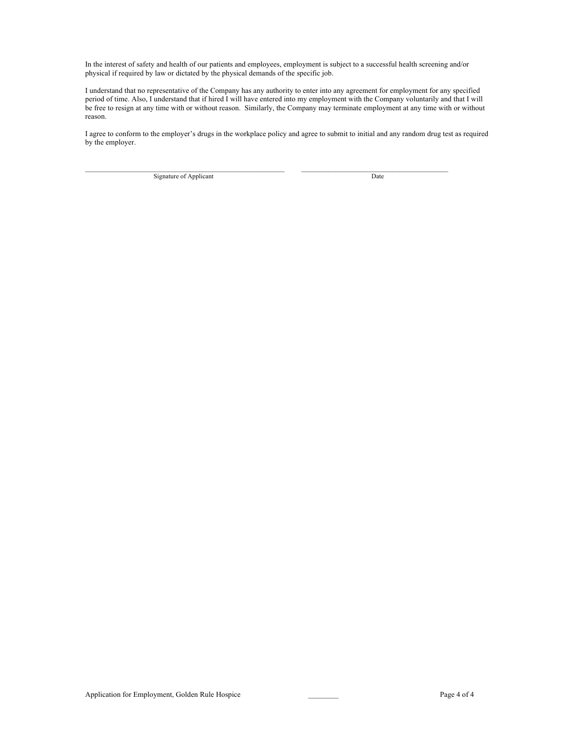In the interest of safety and health of our patients and employees, employment is subject to a successful health screening and/or physical if required by law or dictated by the physical demands of the specific job.

I understand that no representative of the Company has any authority to enter into any agreement for employment for any specified period of time. Also, I understand that if hired I will have entered into my employment with the Company voluntarily and that I will be free to resign at any time with or without reason. Similarly, the Company may terminate employment at any time with or without reason.

I agree to conform to the employer's drugs in the workplace policy and agree to submit to initial and any random drug test as required by the employer.

_______________________________________________________ ________________________________________

Signature of Applicant Date